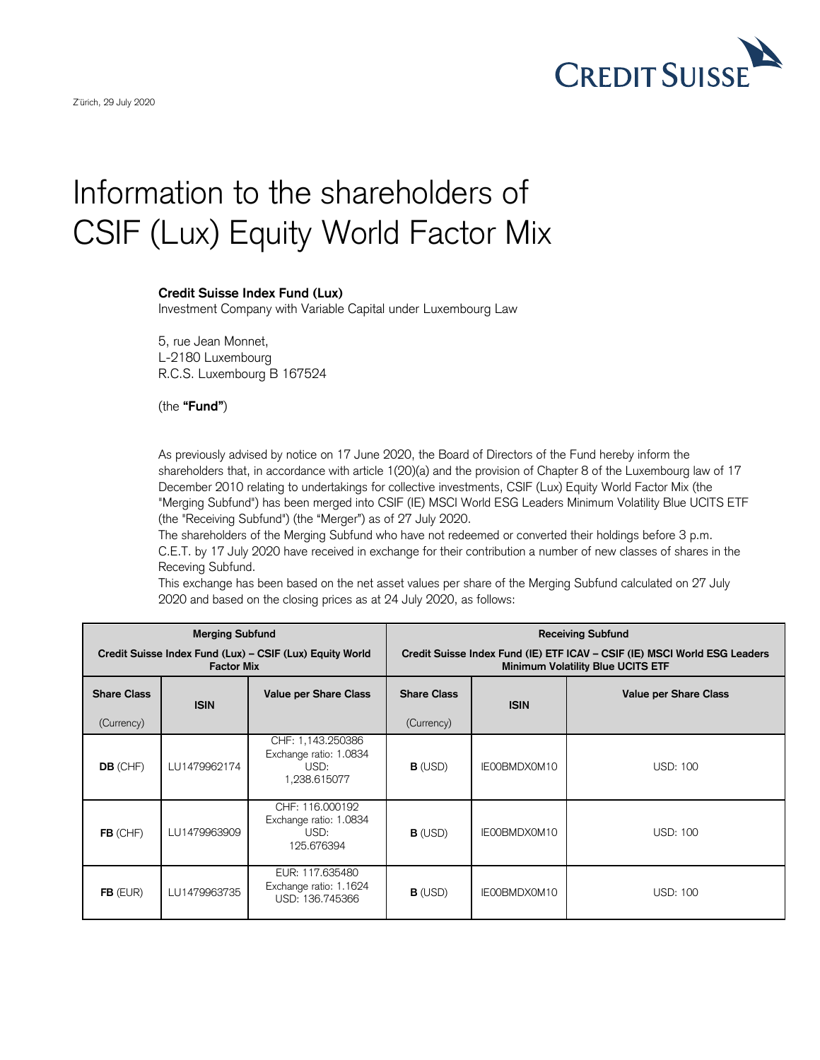Zürich, 29 July 2020

# Information to the shareholders of CSIF (Lux) Equity World Factor Mix

**Credit Suisse Index Fund (Lux)**
Investment Company with Variable Capital under Luxembourg Law

5, rue Jean Monnet,
L-2180 Luxembourg
R.C.S. Luxembourg B 167524

(the **"Fund"**)

As previously advised by notice on 17 June 2020, the Board of Directors of the Fund hereby inform the shareholders that, in accordance with article 1(20)(a) and the provision of Chapter 8 of the Luxembourg law of 17 December 2010 relating to undertakings for collective investments, CSIF (Lux) Equity World Factor Mix (the "Merging Subfund") has been merged into CSIF (IE) MSCI World ESG Leaders Minimum Volatility Blue UCITS ETF (the "Receiving Subfund") (the "Merger") as of 27 July 2020.
The shareholders of the Merging Subfund who have not redeemed or converted their holdings before 3 p.m. C.E.T. by 17 July 2020 have received in exchange for their contribution a number of new classes of shares in the Receving Subfund.
This exchange has been based on the net asset values per share of the Merging Subfund calculated on 27 July 2020 and based on the closing prices as at 24 July 2020, as follows:

| **Merging Subfund** Credit Suisse Index Fund (Lux) – CSIF (Lux) Equity World Factor Mix | | | **Receiving Subfund** Credit Suisse Index Fund (IE) ETF ICAV – CSIF (IE) MSCI World ESG Leaders Minimum Volatility Blue UCITS ETF | | |
|---|---|---|---|---|---|
| **Share Class** (Currency) | **ISIN** | **Value per Share Class** | **Share Class** (Currency) | **ISIN** | **Value per Share Class** |
| **DB** (CHF) | LU1479962174 | CHF: 1,143.250386 Exchange ratio: 1.0834 USD: 1,238.615077 | **B** (USD) | IE00BMDX0M10 | USD: 100 |
| **FB** (CHF) | LU1479963909 | CHF: 116.000192 Exchange ratio: 1.0834 USD: 125.676394 | **B** (USD) | IE00BMDX0M10 | USD: 100 |
| **FB** (EUR) | LU1479963735 | EUR: 117.635480 Exchange ratio: 1.1624 USD: 136.745366 | **B** (USD) | IE00BMDX0M10 | USD: 100 |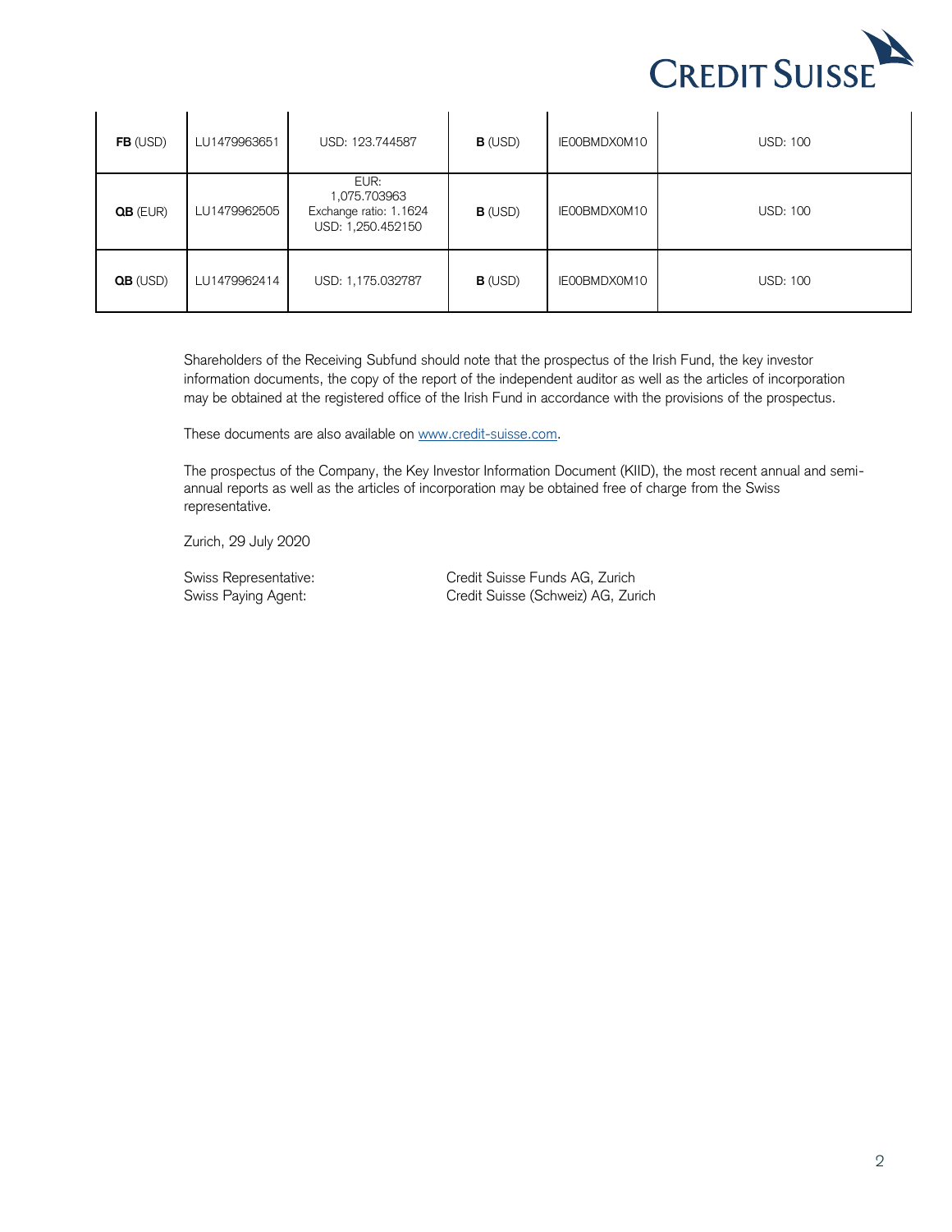| | | | | | |
|---|---|---|---|---|---|
| **FB** (USD) | LU1479963651 | USD: 123.744587 | **B** (USD) | IE00BMDX0M10 | USD: 100 |
| **QB** (EUR) | LU1479962505 | EUR: 1,075.703963 Exchange ratio: 1.1624 USD: 1,250.452150 | **B** (USD) | IE00BMDX0M10 | USD: 100 |
| **QB** (USD) | LU1479962414 | USD: 1,175.032787 | **B** (USD) | IE00BMDX0M10 | USD: 100 |

Shareholders of the Receiving Subfund should note that the prospectus of the Irish Fund, the key investor information documents, the copy of the report of the independent auditor as well as the articles of incorporation may be obtained at the registered office of the Irish Fund in accordance with the provisions of the prospectus.

These documents are also available on www.credit-suisse.com.

The prospectus of the Company, the Key Investor Information Document (KIID), the most recent annual and semi-annual reports as well as the articles of incorporation may be obtained free of charge from the Swiss representative.

Zurich, 29 July 2020

Swiss Representative: Credit Suisse Funds AG, Zurich
Swiss Paying Agent: Credit Suisse (Schweiz) AG, Zurich